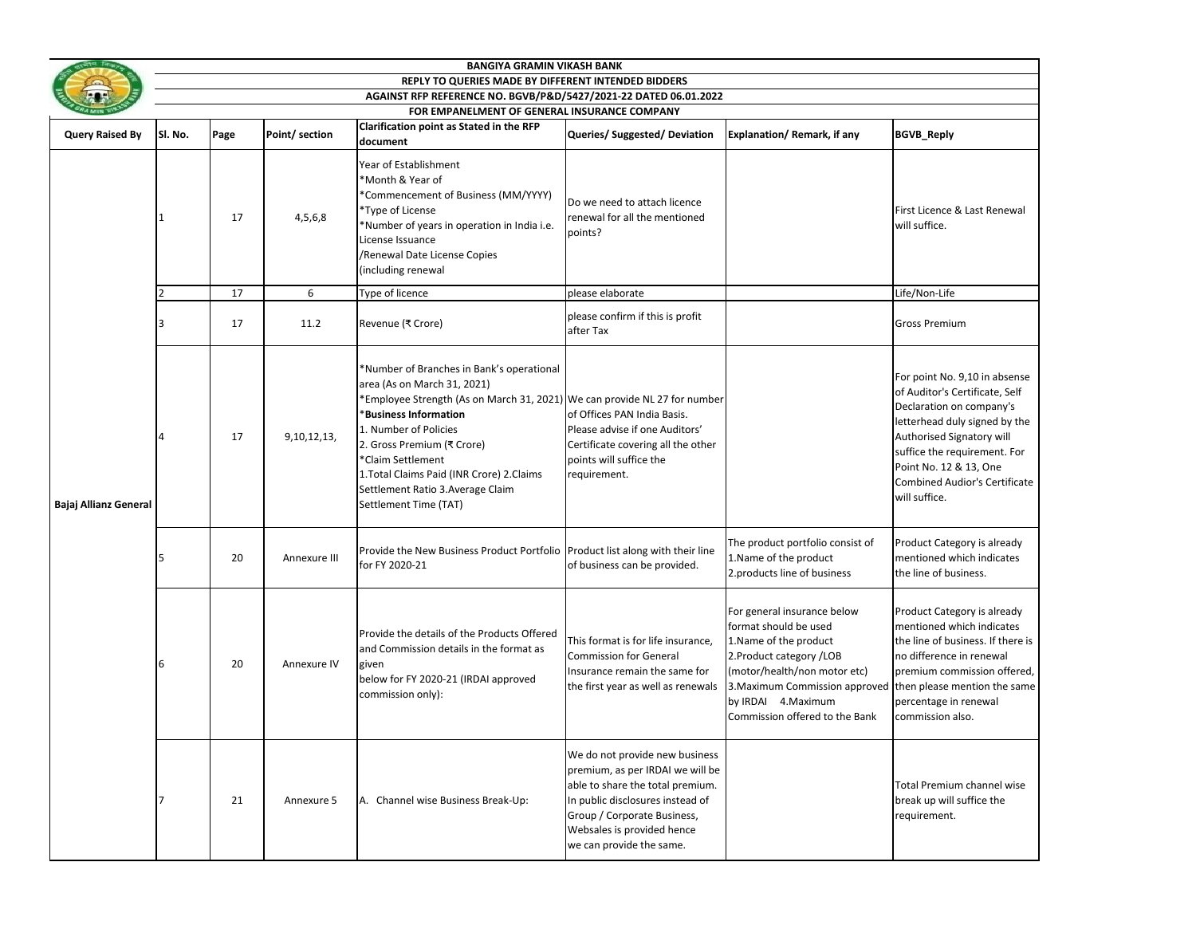# BANGIYA GRAMIN VIKASH BANK

## REPLY TO QUERIES MADE BY DIFFERENT INTENDED BIDDERS

## AGAINST RFP REFERENCE NO. BGVB/P&D/5427/2021-22 DATED 06.01.2022

## FOR EMPANELMENT OF GENERAL INSURANCE COMPANY

| Query Raised By | Sl. No. | Page | Point/ section | Clarification point as Stated in the RFP document | Queries/ Suggested/ Deviation | Explanation/ Remark, if any | BGVB_Reply |
|---|---|---|---|---|---|---|---|
| Bajaj Allianz General | 1 | 17 | 4,5,6,8 | Year of Establishment<br>*Month & Year of<br>*Commencement of Business (MM/YYYY)<br>*Type of License<br>*Number of years in operation in India i.e. License Issuance<br>/Renewal Date License Copies<br>(including renewal | Do we need to attach licence renewal for all the mentioned points? | | First Licence & Last Renewal will suffice. |
| | 2 | 17 | 6 | Type of licence | please elaborate | | Life/Non-Life |
| | 3 | 17 | 11.2 | Revenue (₹ Crore) | please confirm if this is profit after Tax | | Gross Premium |
| | 4 | 17 | 9,10,12,13, | *Number of Branches in Bank's operational area (As on March 31, 2021)<br>*Employee Strength (As on March 31, 2021)<br>***Business Information**<br>1. Number of Policies<br>2. Gross Premium (₹ Crore)<br>*Claim Settlement<br>1.Total Claims Paid (INR Crore) 2.Claims Settlement Ratio 3.Average Claim Settlement Time (TAT) | We can provide NL 27 for number of Offices PAN India Basis. Please advise if one Auditors' Certificate covering all the other points will suffice the requirement. | | For point No. 9,10 in absense of Auditor's Certificate, Self Declaration on company's letterhead duly signed by the Authorised Signatory will suffice the requirement. For Point No. 12 & 13, One Combined Audior's Certificate will suffice. |
| | 5 | 20 | Annexure III | Provide the New Business Product Portfolio for FY 2020-21 | Product list along with their line of business can be provided. | The product portfolio consist of<br>1.Name of the product<br>2.products line of business | Product Category is already mentioned which indicates the line of business. |
| | 6 | 20 | Annexure IV | Provide the details of the Products Offered and Commission details in the format as given<br>below for FY 2020-21 (IRDAI approved commission only): | This format is for life insurance, Commission for General Insurance remain the same for the first year as well as renewals | For general insurance below format should be used<br>1.Name of the product<br>2.Product category /LOB (motor/health/non motor etc)<br>3.Maximum Commission approved by IRDAI 4.Maximum Commission offered to the Bank | Product Category is already mentioned which indicates the line of business. If there is no difference in renewal premium commission offered, then please mention the same percentage in renewal commission also. |
| | 7 | 21 | Annexure 5 | A. Channel wise Business Break-Up: | We do not provide new business premium, as per IRDAI we will be able to share the total premium. In public disclosures instead of Group / Corporate Business, Websales is provided hence we can provide the same. | | Total Premium channel wise break up will suffice the requirement. |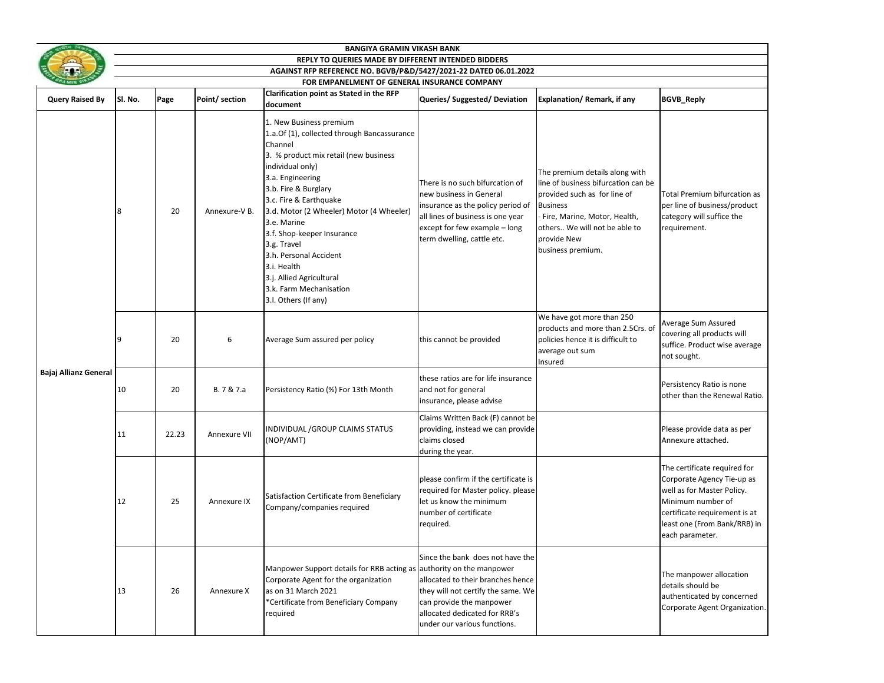**BANGIYA GRAMIN VIKASH BANK**

**REPLY TO QUERIES MADE BY DIFFERENT INTENDED BIDDERS**

**AGAINST RFP REFERENCE NO. BGVB/P&D/5427/2021-22 DATED 06.01.2022**

**FOR EMPANELMENT OF GENERAL INSURANCE COMPANY**

| Query Raised By | Sl. No. | Page | Point/ section | Clarification point as Stated in the RFP document | Queries/ Suggested/ Deviation | Explanation/ Remark, if any | BGVB_Reply |
|---|---|---|---|---|---|---|---|
| Bajaj Allianz General | 8 | 20 | Annexure-V B. | 1. New Business premium<br>1.a.Of (1), collected through Bancassurance Channel<br>3. % product mix retail (new business individual only)<br>3.a. Engineering<br>3.b. Fire & Burglary<br>3.c. Fire & Earthquake<br>3.d. Motor (2 Wheeler) Motor (4 Wheeler)<br>3.e. Marine<br>3.f. Shop-keeper Insurance<br>3.g. Travel<br>3.h. Personal Accident<br>3.i. Health<br>3.j. Allied Agricultural<br>3.k. Farm Mechanisation<br>3.l. Others (If any) | There is no such bifurcation of new business in General insurance as the policy period of all lines of business is one year except for few example – long term dwelling, cattle etc. | The premium details along with line of business bifurcation can be provided such as for line of Business<br>- Fire, Marine, Motor, Health, others.. We will not be able to provide New business premium. | Total Premium bifurcation as per line of business/product category will suffice the requirement. |
| | 9 | 20 | 6 | Average Sum assured per policy | this cannot be provided | We have got more than 250 products and more than 2.5Crs. of policies hence it is difficult to average out sum Insured | Average Sum Assured covering all products will suffice. Product wise average not sought. |
| | 10 | 20 | B. 7 & 7.a | Persistency Ratio (%) For 13th Month | these ratios are for life insurance and not for general insurance, please advise | | Persistency Ratio is none other than the Renewal Ratio. |
| | 11 | 22.23 | Annexure VII | INDIVIDUAL /GROUP CLAIMS STATUS (NOP/AMT) | Claims Written Back (F) cannot be providing, instead we can provide claims closed during the year. | | Please provide data as per Annexure attached. |
| | 12 | 25 | Annexure IX | Satisfaction Certificate from Beneficiary Company/companies required | please confirm if the certificate is required for Master policy. please let us know the minimum number of certificate required. | | The certificate required for Corporate Agency Tie-up as well as for Master Policy. Minimum number of certificate requirement is at least one (From Bank/RRB) in each parameter. |
| | 13 | 26 | Annexure X | Manpower Support details for RRB acting as Corporate Agent for the organization as on 31 March 2021<br>*Certificate from Beneficiary Company required | Since the bank does not have the authority on the manpower allocated to their branches hence they will not certify the same. We can provide the manpower allocated dedicated for RRB's under our various functions. | | The manpower allocation details should be authenticated by concerned Corporate Agent Organization. |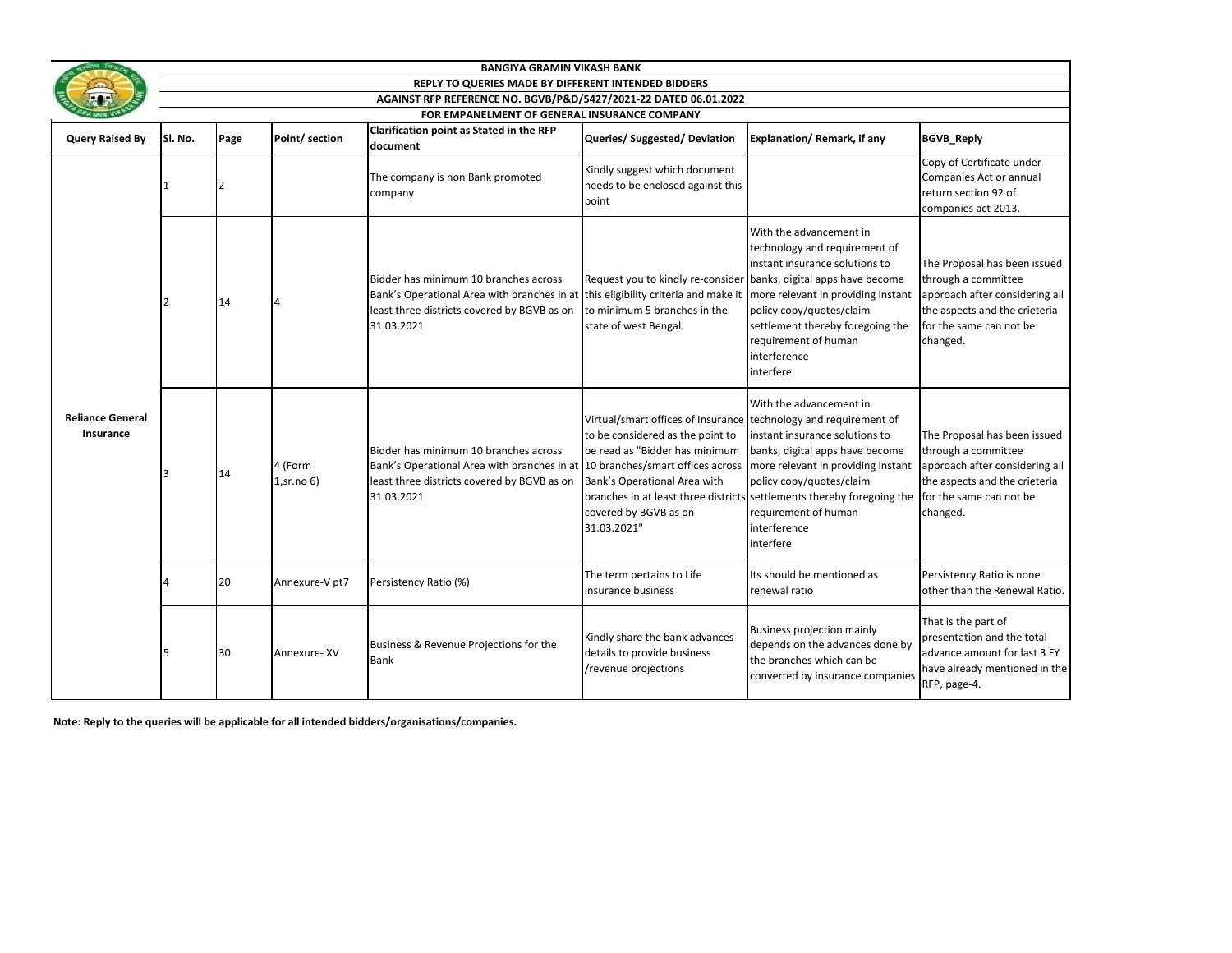# BANGIYA GRAMIN VIKASH BANK

## REPLY TO QUERIES MADE BY DIFFERENT INTENDED BIDDERS

## AGAINST RFP REFERENCE NO. BGVB/P&D/5427/2021-22 DATED 06.01.2022

## FOR EMPANELMENT OF GENERAL INSURANCE COMPANY

| Query Raised By | Sl. No. | Page | Point/ section | Clarification point as Stated in the RFP document | Queries/ Suggested/ Deviation | Explanation/ Remark, if any | BGVB_Reply |
|---|---|---|---|---|---|---|---|
| Reliance General Insurance | 1 | 2 | | The company is non Bank promoted company | Kindly suggest which document needs to be enclosed against this point | | Copy of Certificate under Companies Act or annual return section 92 of companies act 2013. |
| | 2 | 14 | 4 | Bidder has minimum 10 branches across Bank's Operational Area with branches in at least three districts covered by BGVB as on 31.03.2021 | Request you to kindly re-consider this eligibility criteria and make it to minimum 5 branches in the state of west Bengal. | With the advancement in technology and requirement of instant insurance solutions to banks, digital apps have become more relevant in providing instant policy copy/quotes/claim settlement thereby foregoing the requirement of human interference interfere | The Proposal has been issued through a committee approach after considering all the aspects and the crieteria for the same can not be changed. |
| | 3 | 14 | 4 (Form 1,sr.no 6) | Bidder has minimum 10 branches across Bank's Operational Area with branches in at least three districts covered by BGVB as on 31.03.2021 | Virtual/smart offices of Insurance to be considered as the point to be read as "Bidder has minimum 10 branches/smart offices across Bank's Operational Area with branches in at least three districts covered by BGVB as on 31.03.2021" | With the advancement in technology and requirement of instant insurance solutions to banks, digital apps have become more relevant in providing instant policy copy/quotes/claim settlements thereby foregoing the requirement of human interference interfere | The Proposal has been issued through a committee approach after considering all the aspects and the crieteria for the same can not be changed. |
| | 4 | 20 | Annexure-V pt7 | Persistency Ratio (%) | The term pertains to Life insurance business | Its should be mentioned as renewal ratio | Persistency Ratio is none other than the Renewal Ratio. |
| | 5 | 30 | Annexure- XV | Business & Revenue Projections for the Bank | Kindly share the bank advances details to provide business /revenue projections | Business projection mainly depends on the advances done by the branches which can be converted by insurance companies | That is the part of presentation and the total advance amount for last 3 FY have already mentioned in the RFP, page-4. |

**Note: Reply to the queries will be applicable for all intended bidders/organisations/companies.**